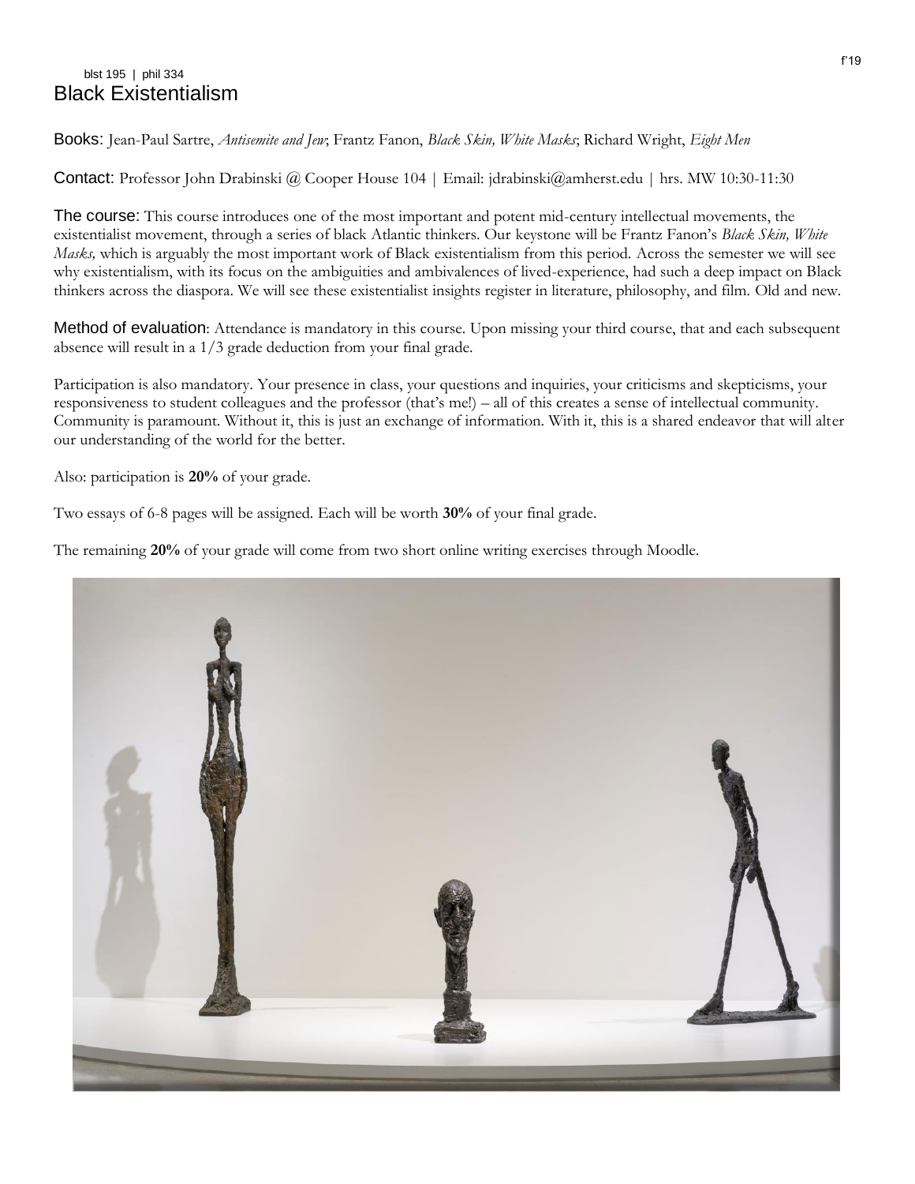blst 195 | phil 334

# Black Existentialism

f'19

**Books:** Jean-Paul Sartre, *Antisemite and Jew*; Frantz Fanon, *Black Skin, White Masks*; Richard Wright, *Eight Men*

**Contact:** Professor John Drabinski @ Cooper House 104 | Email: jdrabinski@amherst.edu | hrs. MW 10:30-11:30

**The course:** This course introduces one of the most important and potent mid-century intellectual movements, the existentialist movement, through a series of black Atlantic thinkers. Our keystone will be Frantz Fanon's *Black Skin, White Masks,* which is arguably the most important work of Black existentialism from this period. Across the semester we will see why existentialism, with its focus on the ambiguities and ambivalences of lived-experience, had such a deep impact on Black thinkers across the diaspora. We will see these existentialist insights register in literature, philosophy, and film. Old and new.

**Method of evaluation**: Attendance is mandatory in this course. Upon missing your third course, that and each subsequent absence will result in a 1/3 grade deduction from your final grade.

Participation is also mandatory. Your presence in class, your questions and inquiries, your criticisms and skepticisms, your responsiveness to student colleagues and the professor (that's me!) – all of this creates a sense of intellectual community. Community is paramount. Without it, this is just an exchange of information. With it, this is a shared endeavor that will alter our understanding of the world for the better.

Also: participation is **20%** of your grade.

Two essays of 6-8 pages will be assigned. Each will be worth **30%** of your final grade.

The remaining **20%** of your grade will come from two short online writing exercises through Moodle.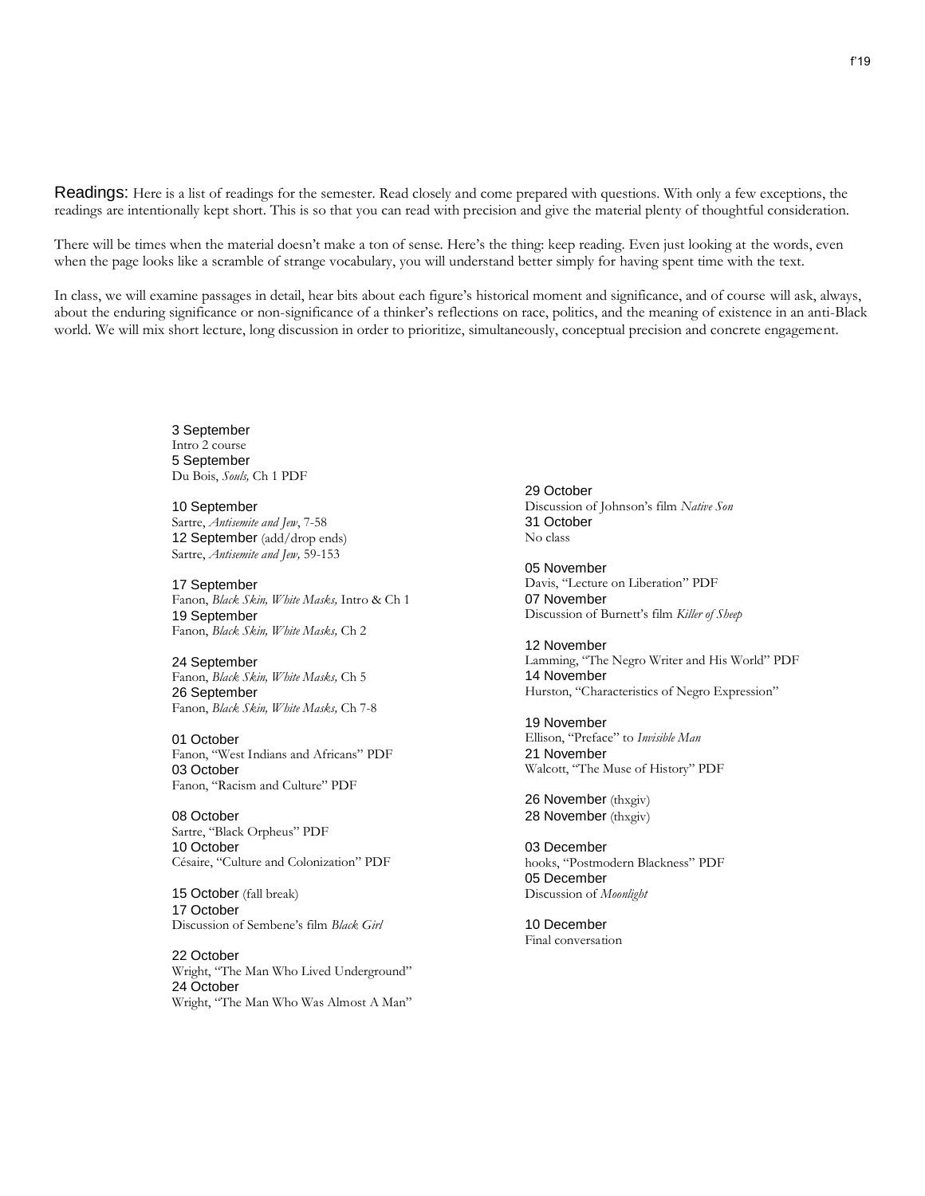**Readings:** Here is a list of readings for the semester. Read closely and come prepared with questions. With only a few exceptions, the readings are intentionally kept short. This is so that you can read with precision and give the material plenty of thoughtful consideration.

There will be times when the material doesn't make a ton of sense. Here's the thing: keep reading. Even just looking at the words, even when the page looks like a scramble of strange vocabulary, you will understand better simply for having spent time with the text.

In class, we will examine passages in detail, hear bits about each figure's historical moment and significance, and of course will ask, always, about the enduring significance or non-significance of a thinker's reflections on race, politics, and the meaning of existence in an anti-Black world. We will mix short lecture, long discussion in order to prioritize, simultaneously, conceptual precision and concrete engagement.

3 September
Intro 2 course
5 September
Du Bois, *Souls,* Ch 1 PDF

10 September
Sartre, *Antisemite and Jew*, 7-58
12 September (add/drop ends)
Sartre, *Antisemite and Jew,* 59-153

17 September
Fanon, *Black Skin, White Masks,* Intro & Ch 1
19 September
Fanon, *Black Skin, White Masks,* Ch 2

24 September
Fanon, *Black Skin, White Masks,* Ch 5
26 September
Fanon, *Black Skin, White Masks,* Ch 7-8

01 October
Fanon, "West Indians and Africans" PDF
03 October
Fanon, "Racism and Culture" PDF

08 October
Sartre, "Black Orpheus" PDF
10 October
Césaire, "Culture and Colonization" PDF

15 October (fall break)
17 October
Discussion of Sembene's film *Black Girl*

22 October
Wright, "The Man Who Lived Underground"
24 October
Wright, "The Man Who Was Almost A Man"

29 October
Discussion of Johnson's film *Native Son*
31 October
No class

05 November
Davis, "Lecture on Liberation" PDF
07 November
Discussion of Burnett's film *Killer of Sheep*

12 November
Lamming, "The Negro Writer and His World" PDF
14 November
Hurston, "Characteristics of Negro Expression"

19 November
Ellison, "Preface" to *Invisible Man*
21 November
Walcott, "The Muse of History" PDF

26 November (thxgiv)
28 November (thxgiv)

03 December
hooks, "Postmodern Blackness" PDF
05 December
Discussion of *Moonlight*

10 December
Final conversation